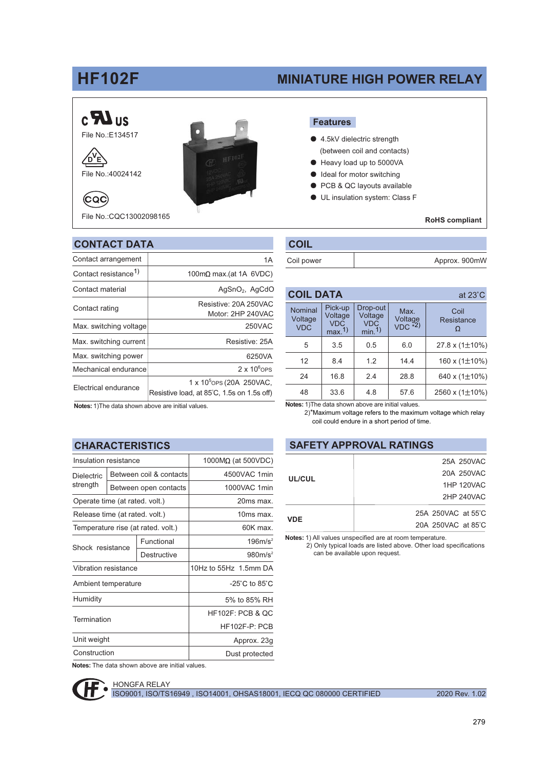# HF102F

## MINIATURE HIGH POWER RELAY

File No.:E134517

File No.:40024142

File No.:CQC13002098165

### Features

- 4.5kV dielectric strength (between coil and contacts)
- Heavy load up to 5000VA
- Ideal for motor switching
- PCB & QC layouts available
- UL insulation system: Class F

**RoHS compliant**

## CONTACT DATA

| | |
|---|---|
| Contact arrangement | 1A |
| Contact resistance[1] | 100mΩ max.(at 1A 6VDC) |
| Contact material | $AgSnO_2$, AgCdO |
| Contact rating | Resistive: 20A 250VAC<br>Motor: 2HP 240VAC |
| Max. switching voltage | 250VAC |
| Max. switching current | Resistive: 25A |
| Max. switching power | 6250VA |
| Mechanical endurance | $2 \times 10^6$OPS |
| Electrical endurance | $1 \times 10^5$OPS (20A 250VAC, Resistive load, at 85°C, 1.5s on 1.5s off) |

**Notes:** 1)The data shown above are initial values.

## COIL

| | |
|---|---|
| Coil power | Approx. 900mW |

## COIL DATA

at 23°C

| Nominal Voltage VDC | Pick-up Voltage VDC max.[1] | Drop-out Voltage VDC min.[1] | Max. Voltage VDC *2) | Coil Resistance Ω |
|---|---|---|---|---|
| 5 | 3.5 | 0.5 | 6.0 | 27.8 x (1±10%) |
| 12 | 8.4 | 1.2 | 14.4 | 160 x (1±10%) |
| 24 | 16.8 | 2.4 | 28.8 | 640 x (1±10%) |
| 48 | 33.6 | 4.8 | 57.6 | 2560 x (1±10%) |

**Notes:** 1)The data shown above are initial values.
2)*Maximum voltage refers to the maximum voltage which relay coil could endure in a short period of time.

## CHARACTERISTICS

| | | |
|---|---|---|
| Insulation resistance | | 1000MΩ (at 500VDC) |
| Dielectric strength | Between coil & contacts | 4500VAC 1min |
| | Between open contacts | 1000VAC 1min |
| Operate time (at rated. volt.) | | 20ms max. |
| Release time (at rated. volt.) | | 10ms max. |
| Temperature rise (at rated. volt.) | | 60K max. |
| Shock resistance | Functional | $196m/s^2$ |
| | Destructive | $980m/s^2$ |
| Vibration resistance | | 10Hz to 55Hz 1.5mm DA |
| Ambient temperature | | -25°C to 85°C |
| Humidity | | 5% to 85% RH |
| Termination | | HF102F: PCB & QC<br>HF102F-P: PCB |
| Unit weight | | Approx. 23g |
| Construction | | Dust protected |

**Notes:** The data shown above are initial values.

## SAFETY APPROVAL RATINGS

| | |
|---|---|
| UL/CUL | 25A 250VAC<br>20A 250VAC<br>1HP 120VAC<br>2HP 240VAC |
| VDE | 25A 250VAC at 55°C<br>20A 250VAC at 85°C |

**Notes:** 1) All values unspecified are at room temperature.
2) Only typical loads are listed above. Other load specifications can be available upon request.

HONGFA RELAY
ISO9001, ISO/TS16949 , ISO14001, OHSAS18001, IECQ QC 080000 CERTIFIED 2020 Rev. 1.02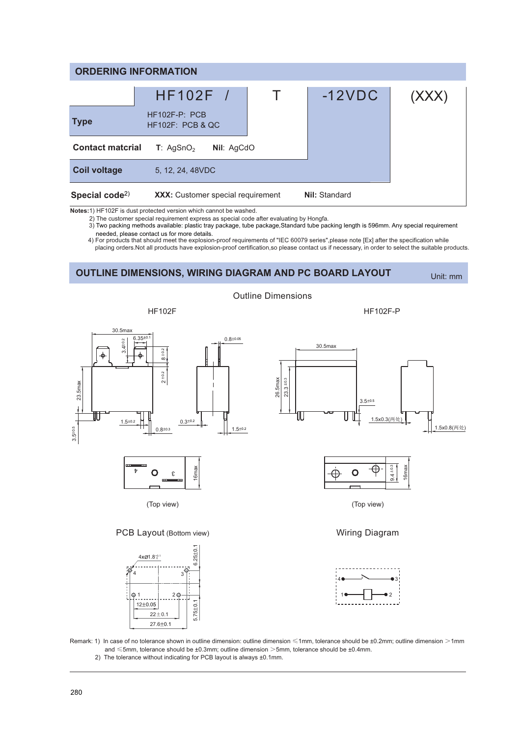## ORDERING INFORMATION

| | HF102F / | T | -12VDC | (XXX) |
|---|---|---|---|---|
| **Type** | HF102F-P: PCB<br>HF102F: PCB & QC | | | |
| **Contact matcrial** | **T**: $AgSnO_2$ **Nil**: AgCdO | | | |
| **Coil voltage** | 5, 12, 24, 48VDC | | | |
| **Special code**[2)] | **XXX:** Customer special requirement | | **Nil:** Standard | |

**Notes:** 1) HF102F is dust protected version which cannot be washed.
2) The customer special requirement express as special code after evaluating by Hongfa.
3) Two packing methods available: plastic tray package, tube package,Standard tube packing length is 596mm. Any special requirement needed, please contact us for more details.
4) For products that should meet the explosion-proof requirements of "IEC 60079 series",please note [Ex] after the specification while placing orders.Not all products have explosion-proof certification,so please contact us if necessary, in order to select the suitable products.

## OUTLINE DIMENSIONS, WIRING DIAGRAM AND PC BOARD LAYOUT

Unit: mm

### Outline Dimensions

HF102F

30.5max, 6.35±0.1, 3.4±0.2, 8±0.2, 2±0.2, 23.5max, 0.8±0.05, 1.5±0.2, 0.8±0.3, 0.3±0.2, 1.5±0.2, 3.5±0.5, 16max

(Top view)

HF102F-P

30.5max, 26.5max, 23.3±0.3, 3.5±0.5, 1.5x0.3(两处), 1.5x0.8(两处), 9.4±0.3, 16max

(Top view)

### PCB Layout (Bottom view)

4xØ1.8 $^{+0.1}_{0}$, 6.25±0.1, 5.75±0.1, 12±0.05, 22±0.1, 27.6±0.1

### Wiring Diagram

Remark: 1) In case of no tolerance shown in outline dimension: outline dimension ≤1mm, tolerance should be ±0.2mm; outline dimension >1mm and ≤5mm, tolerance should be ±0.3mm; outline dimension >5mm, tolerance should be ±0.4mm.
2) The tolerance without indicating for PCB layout is always ±0.1mm.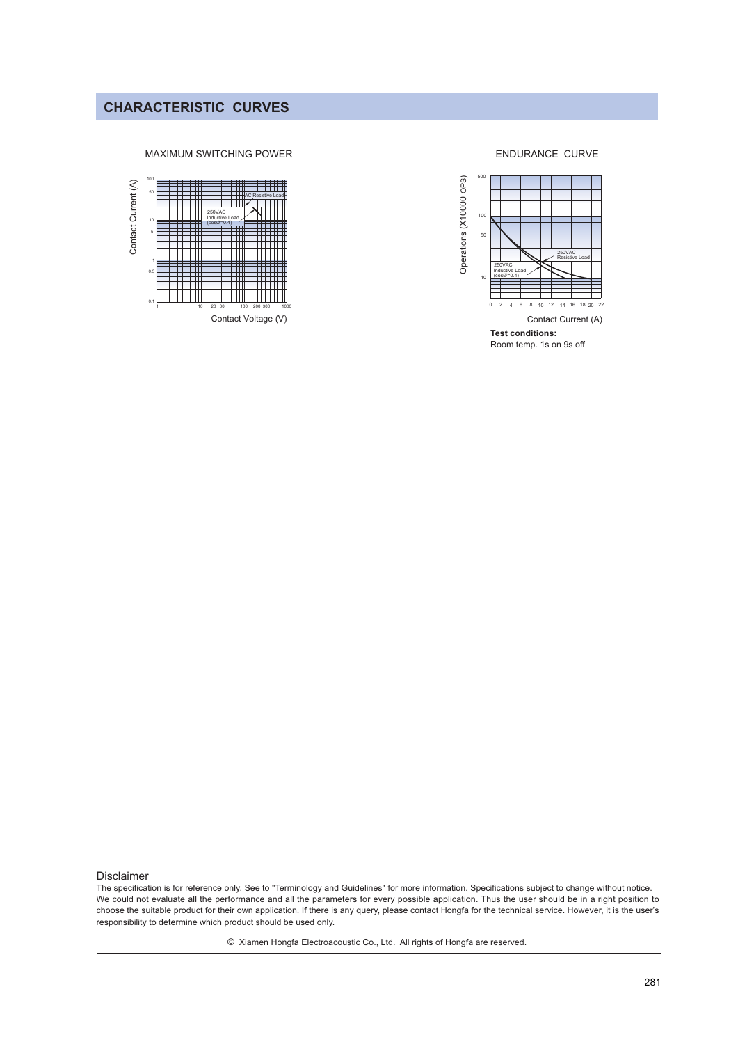## CHARACTERISTIC CURVES

MAXIMUM SWITCHING POWER

Contact Current (A)

100
50
10
5
1
0.5
0.1

1 10 20 30 100 200 300 1000

Contact Voltage (V)

AC Resistive Load

250VAC
Inductive Load
(cosØ=0.4)

ENDURANCE CURVE

Operations (X10000 OPS)

500
100
50
10

0 2 4 6 8 10 12 14 16 18 20 22

Contact Current (A)

250VAC
Resistive Load

250VAC
Inductive Load
(cosØ=0.4)

**Test conditions:**
Room temp. 1s on 9s off

Disclaimer

The specification is for reference only. See to "Terminology and Guidelines" for more information. Specifications subject to change without notice. We could not evaluate all the performance and all the parameters for every possible application. Thus the user should be in a right position to choose the suitable product for their own application. If there is any query, please contact Hongfa for the technical service. However, it is the user's responsibility to determine which product should be used only.

© Xiamen Hongfa Electroacoustic Co., Ltd. All rights of Hongfa are reserved.